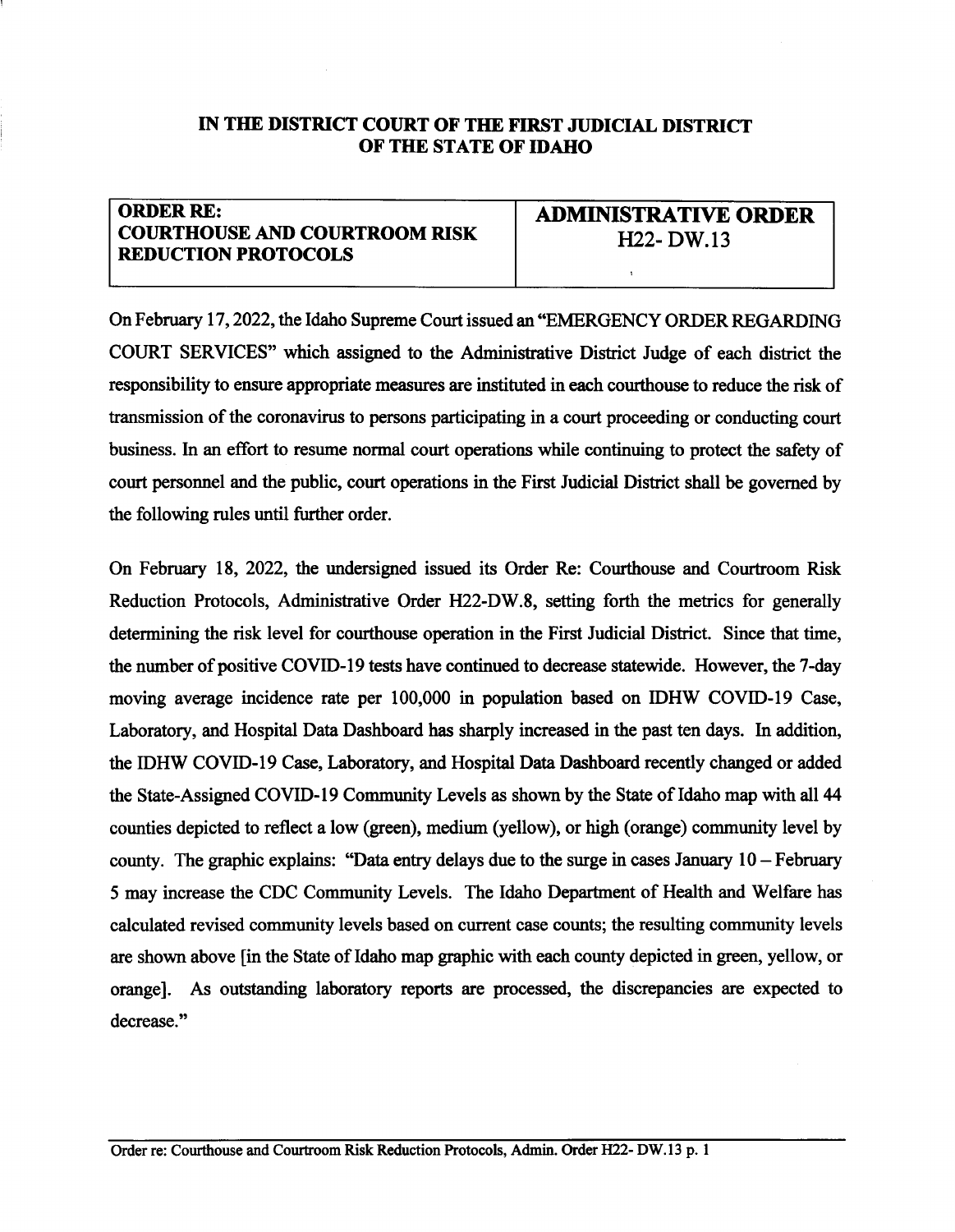**IN THE DISTRICT COURT OF THE FIRST JUDICIAL DISTRICT OF THE STATE OF IDAHO**

| **ORDER RE: COURTHOUSE AND COURTROOM RISK REDUCTION PROTOCOLS** | **ADMINISTRATIVE ORDER H22- DW.13** |
|---|---|

On February 17, 2022, the Idaho Supreme Court issued an "EMERGENCY ORDER REGARDING COURT SERVICES" which assigned to the Administrative District Judge of each district the responsibility to ensure appropriate measures are instituted in each courthouse to reduce the risk of transmission of the coronavirus to persons participating in a court proceeding or conducting court business. In an effort to resume normal court operations while continuing to protect the safety of court personnel and the public, court operations in the First Judicial District shall be governed by the following rules until further order.

On February 18, 2022, the undersigned issued its Order Re: Courthouse and Courtroom Risk Reduction Protocols, Administrative Order H22-DW.8, setting forth the metrics for generally determining the risk level for courthouse operation in the First Judicial District. Since that time, the number of positive COVID-19 tests have continued to decrease statewide. However, the 7-day moving average incidence rate per 100,000 in population based on IDHW COVID-19 Case, Laboratory, and Hospital Data Dashboard has sharply increased in the past ten days. In addition, the IDHW COVID-19 Case, Laboratory, and Hospital Data Dashboard recently changed or added the State-Assigned COVID-19 Community Levels as shown by the State of Idaho map with all 44 counties depicted to reflect a low (green), medium (yellow), or high (orange) community level by county. The graphic explains: "Data entry delays due to the surge in cases January 10 – February 5 may increase the CDC Community Levels. The Idaho Department of Health and Welfare has calculated revised community levels based on current case counts; the resulting community levels are shown above [in the State of Idaho map graphic with each county depicted in green, yellow, or orange]. As outstanding laboratory reports are processed, the discrepancies are expected to decrease."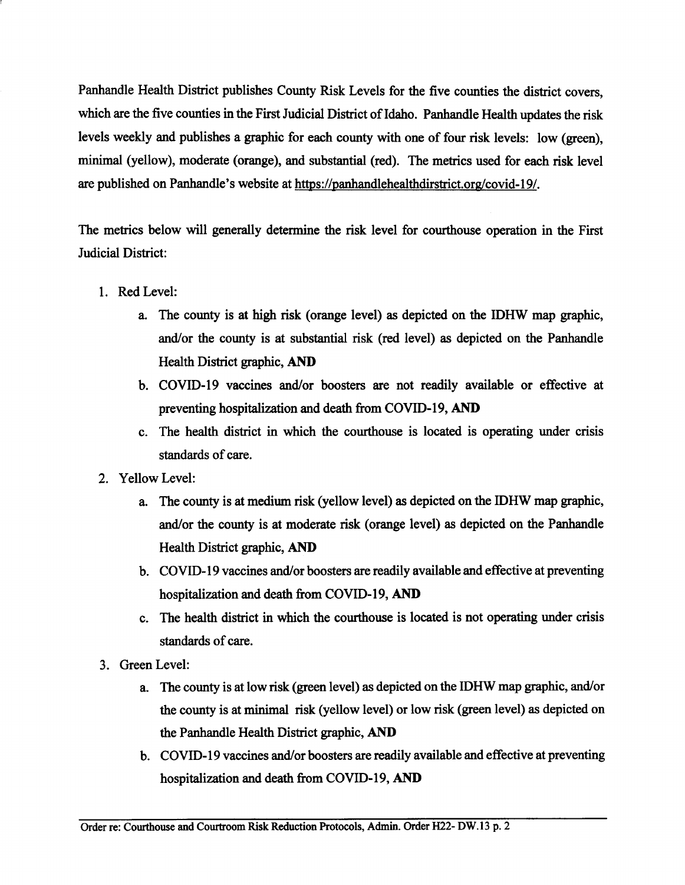Panhandle Health District publishes County Risk Levels for the five counties the district covers, which are the five counties in the First Judicial District of Idaho. Panhandle Health updates the risk levels weekly and publishes a graphic for each county with one of four risk levels: low (green), minimal (yellow), moderate (orange), and substantial (red). The metrics used for each risk level are published on Panhandle's website at https://panhandlehealthdirstrict.org/covid-19/.

The metrics below will generally determine the risk level for courthouse operation in the First Judicial District:

1. Red Level:
   a. The county is at high risk (orange level) as depicted on the IDHW map graphic, and/or the county is at substantial risk (red level) as depicted on the Panhandle Health District graphic, **AND**
   b. COVID-19 vaccines and/or boosters are not readily available or effective at preventing hospitalization and death from COVID-19, **AND**
   c. The health district in which the courthouse is located is operating under crisis standards of care.
2. Yellow Level:
   a. The county is at medium risk (yellow level) as depicted on the IDHW map graphic, and/or the county is at moderate risk (orange level) as depicted on the Panhandle Health District graphic, **AND**
   b. COVID-19 vaccines and/or boosters are readily available and effective at preventing hospitalization and death from COVID-19, **AND**
   c. The health district in which the courthouse is located is not operating under crisis standards of care.
3. Green Level:
   a. The county is at low risk (green level) as depicted on the IDHW map graphic, and/or the county is at minimal risk (yellow level) or low risk (green level) as depicted on the Panhandle Health District graphic, **AND**
   b. COVID-19 vaccines and/or boosters are readily available and effective at preventing hospitalization and death from COVID-19, **AND**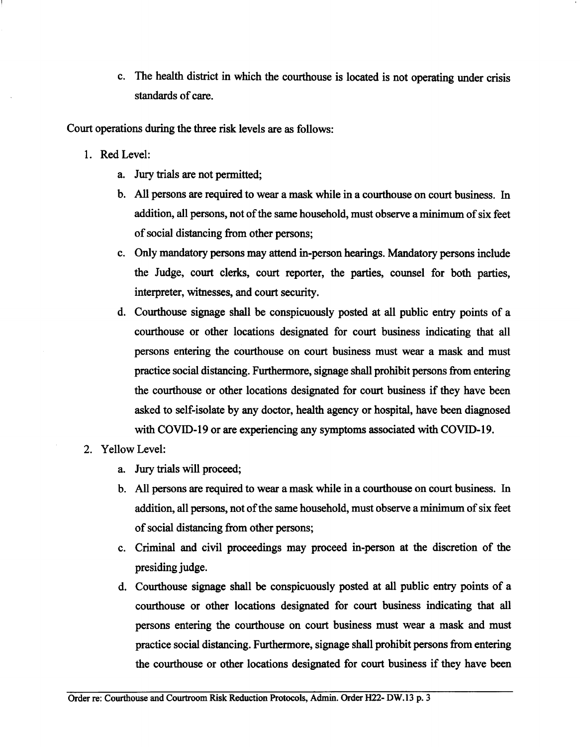c. The health district in which the courthouse is located is not operating under crisis standards of care.

Court operations during the three risk levels are as follows:

1. Red Level:
   a. Jury trials are not permitted;
   b. All persons are required to wear a mask while in a courthouse on court business. In addition, all persons, not of the same household, must observe a minimum of six feet of social distancing from other persons;
   c. Only mandatory persons may attend in-person hearings. Mandatory persons include the Judge, court clerks, court reporter, the parties, counsel for both parties, interpreter, witnesses, and court security.
   d. Courthouse signage shall be conspicuously posted at all public entry points of a courthouse or other locations designated for court business indicating that all persons entering the courthouse on court business must wear a mask and must practice social distancing. Furthermore, signage shall prohibit persons from entering the courthouse or other locations designated for court business if they have been asked to self-isolate by any doctor, health agency or hospital, have been diagnosed with COVID-19 or are experiencing any symptoms associated with COVID-19.
2. Yellow Level:
   a. Jury trials will proceed;
   b. All persons are required to wear a mask while in a courthouse on court business. In addition, all persons, not of the same household, must observe a minimum of six feet of social distancing from other persons;
   c. Criminal and civil proceedings may proceed in-person at the discretion of the presiding judge.
   d. Courthouse signage shall be conspicuously posted at all public entry points of a courthouse or other locations designated for court business indicating that all persons entering the courthouse on court business must wear a mask and must practice social distancing. Furthermore, signage shall prohibit persons from entering the courthouse or other locations designated for court business if they have been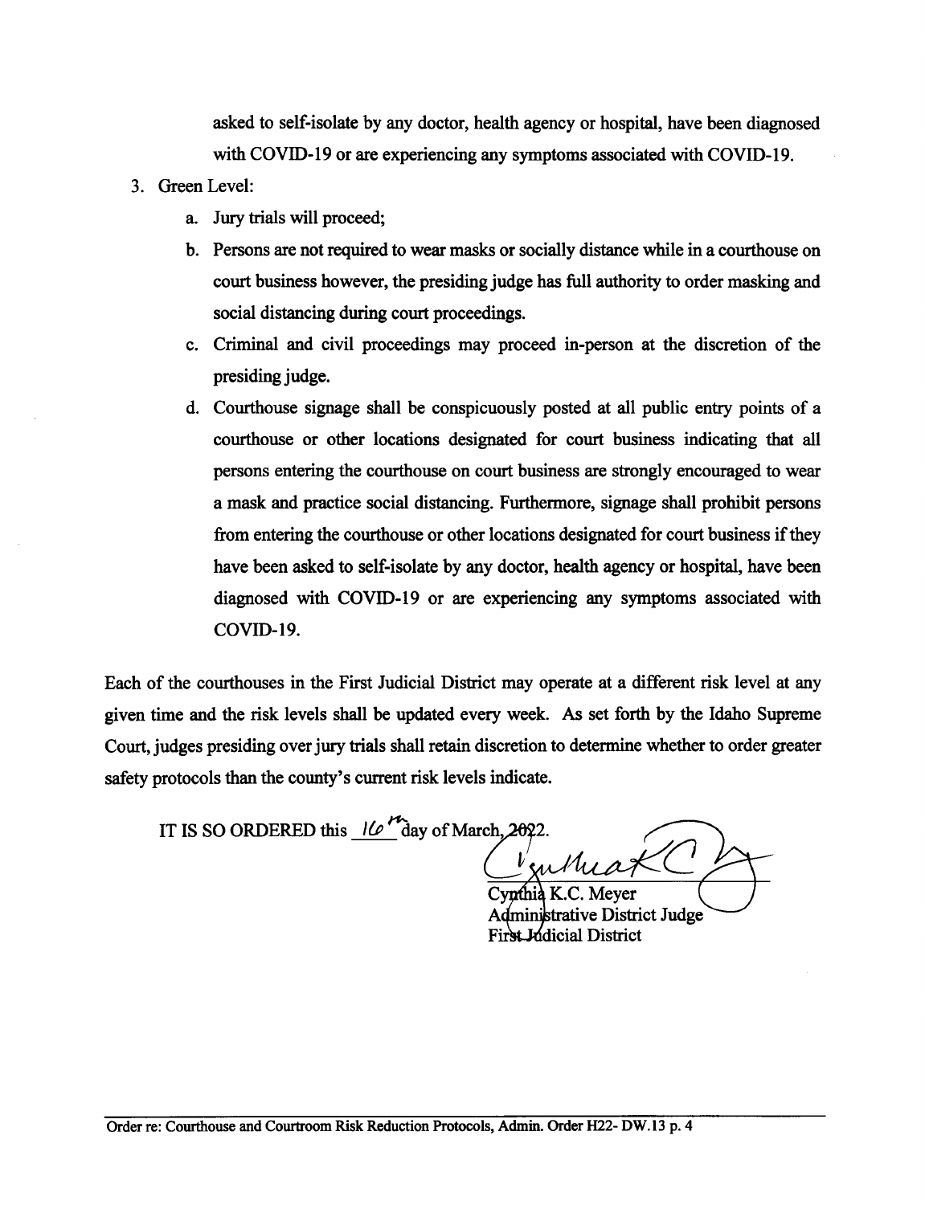asked to self-isolate by any doctor, health agency or hospital, have been diagnosed with COVID-19 or are experiencing any symptoms associated with COVID-19.

3. Green Level:
   a. Jury trials will proceed;
   b. Persons are not required to wear masks or socially distance while in a courthouse on court business however, the presiding judge has full authority to order masking and social distancing during court proceedings.
   c. Criminal and civil proceedings may proceed in-person at the discretion of the presiding judge.
   d. Courthouse signage shall be conspicuously posted at all public entry points of a courthouse or other locations designated for court business indicating that all persons entering the courthouse on court business are strongly encouraged to wear a mask and practice social distancing. Furthermore, signage shall prohibit persons from entering the courthouse or other locations designated for court business if they have been asked to self-isolate by any doctor, health agency or hospital, have been diagnosed with COVID-19 or are experiencing any symptoms associated with COVID-19.

Each of the courthouses in the First Judicial District may operate at a different risk level at any given time and the risk levels shall be updated every week. As set forth by the Idaho Supreme Court, judges presiding over jury trials shall retain discretion to determine whether to order greater safety protocols than the county's current risk levels indicate.

IT IS SO ORDERED this 16th day of March, 2022.

Cynthia K.C. Meyer
Administrative District Judge
First Judicial District

Order re: Courthouse and Courtroom Risk Reduction Protocols, Admin. Order H22- DW.13 p. 4